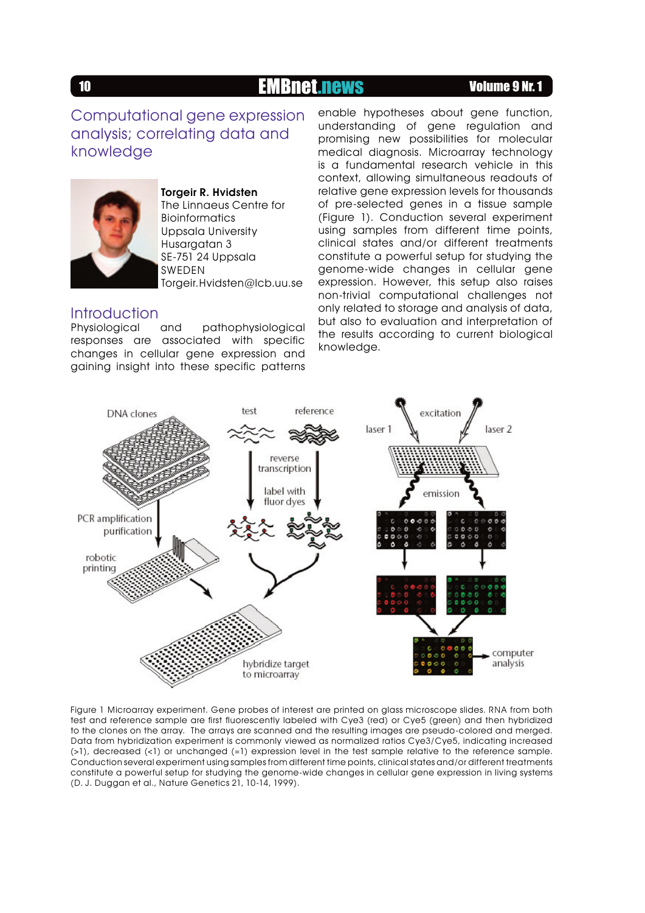# Computational gene expression analysis; correlating data and knowledge

**Torgeir R. Hvidsten**
The Linnaeus Centre for Bioinformatics
Uppsala University
Husargatan 3
SE-751 24 Uppsala
SWEDEN
Torgeir.Hvidsten@lcb.uu.se

## Introduction

Physiological and pathophysiological responses are associated with specific changes in cellular gene expression and gaining insight into these specific patterns enable hypotheses about gene function, understanding of gene regulation and promising new possibilities for molecular medical diagnosis. Microarray technology is a fundamental research vehicle in this context, allowing simultaneous readouts of relative gene expression levels for thousands of pre-selected genes in a tissue sample (Figure 1). Conduction several experiment using samples from different time points, clinical states and/or different treatments constitute a powerful setup for studying the genome-wide changes in cellular gene expression. However, this setup also raises non-trivial computational challenges not only related to storage and analysis of data, but also to evaluation and interpretation of the results according to current biological knowledge.

Figure 1 Microarray experiment. Gene probes of interest are printed on glass microscope slides. RNA from both test and reference sample are first fluorescently labeled with Cye3 (red) or Cye5 (green) and then hybridized to the clones on the array. The arrays are scanned and the resulting images are pseudo-colored and merged. Data from hybridization experiment is commonly viewed as normalized ratios Cye3/Cye5, indicating increased (>1), decreased (<1) or unchanged (=1) expression level in the test sample relative to the reference sample. Conduction several experiment using samples from different time points, clinical states and/or different treatments constitute a powerful setup for studying the genome-wide changes in cellular gene expression in living systems (D. J. Duggan et al., Nature Genetics 21, 10-14, 1999).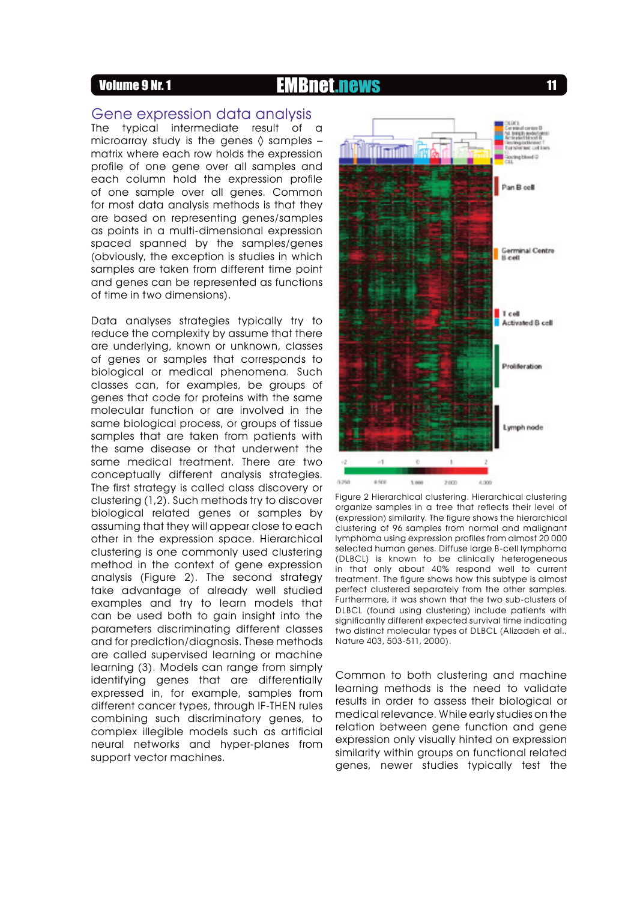## Gene expression data analysis

The typical intermediate result of a microarray study is the genes ◊ samples – matrix where each row holds the expression profile of one gene over all samples and each column hold the expression profile of one sample over all genes. Common for most data analysis methods is that they are based on representing genes/samples as points in a multi-dimensional expression spaced spanned by the samples/genes (obviously, the exception is studies in which samples are taken from different time point and genes can be represented as functions of time in two dimensions).

Data analyses strategies typically try to reduce the complexity by assume that there are underlying, known or unknown, classes of genes or samples that corresponds to biological or medical phenomena. Such classes can, for examples, be groups of genes that code for proteins with the same molecular function or are involved in the same biological process, or groups of tissue samples that are taken from patients with the same disease or that underwent the same medical treatment. There are two conceptually different analysis strategies. The first strategy is called class discovery or clustering (1,2). Such methods try to discover biological related genes or samples by assuming that they will appear close to each other in the expression space. Hierarchical clustering is one commonly used clustering method in the context of gene expression analysis (Figure 2). The second strategy take advantage of already well studied examples and try to learn models that can be used both to gain insight into the parameters discriminating different classes and for prediction/diagnosis. These methods are called supervised learning or machine learning (3). Models can range from simply identifying genes that are differentially expressed in, for example, samples from different cancer types, through IF-THEN rules combining such discriminatory genes, to complex illegible models such as artificial neural networks and hyper-planes from support vector machines.

Figure 2 Hierarchical clustering. Hierarchical clustering organize samples in a tree that reflects their level of (expression) similarity. The figure shows the hierarchical clustering of 96 samples from normal and malignant lymphoma using expression profiles from almost 20 000 selected human genes. Diffuse large B-cell lymphoma (DLBCL) is known to be clinically heterogeneous in that only about 40% respond well to current treatment. The figure shows how this subtype is almost perfect clustered separately from the other samples. Furthermore, it was shown that the two sub-clusters of DLBCL (found using clustering) include patients with significantly different expected survival time indicating two distinct molecular types of DLBCL (Alizadeh et al., Nature 403, 503-511, 2000).

Common to both clustering and machine learning methods is the need to validate results in order to assess their biological or medical relevance. While early studies on the relation between gene function and gene expression only visually hinted on expression similarity within groups on functional related genes, newer studies typically test the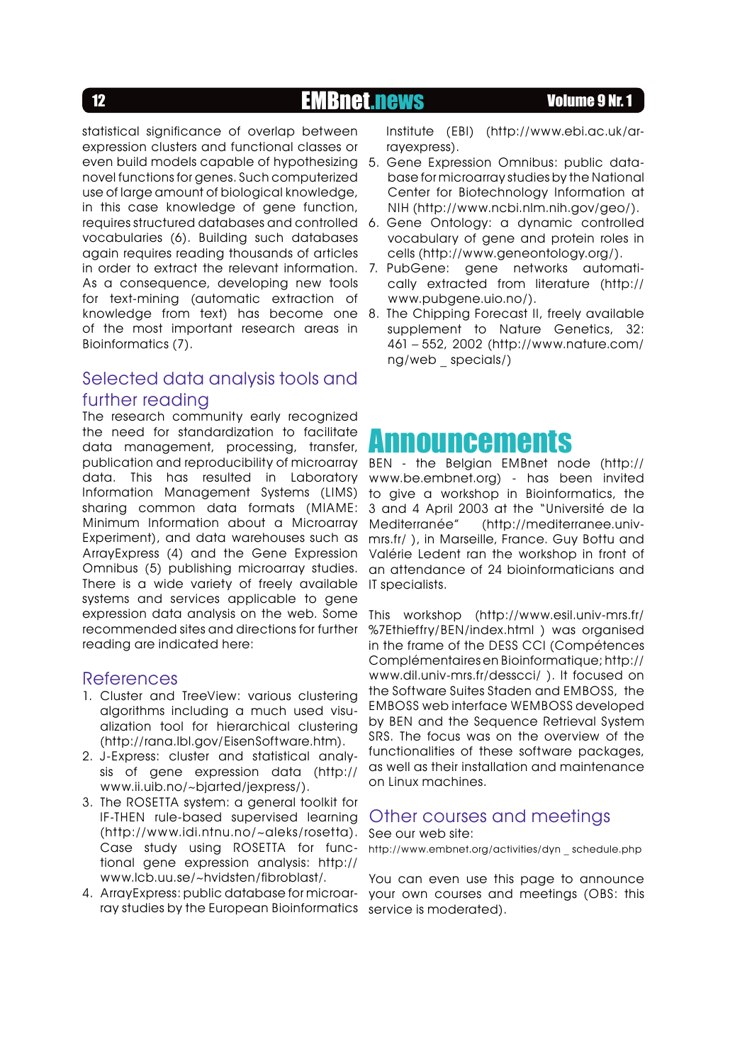statistical significance of overlap between expression clusters and functional classes or even build models capable of hypothesizing novel functions for genes. Such computerized use of large amount of biological knowledge, in this case knowledge of gene function, requires structured databases and controlled vocabularies (6). Building such databases again requires reading thousands of articles in order to extract the relevant information. As a consequence, developing new tools for text-mining (automatic extraction of knowledge from text) has become one of the most important research areas in Bioinformatics (7).

## Selected data analysis tools and further reading

The research community early recognized the need for standardization to facilitate data management, processing, transfer, publication and reproducibility of microarray data. This has resulted in Laboratory Information Management Systems (LIMS) sharing common data formats (MIAME: Minimum Information about a Microarray Experiment), and data warehouses such as ArrayExpress (4) and the Gene Expression Omnibus (5) publishing microarray studies. There is a wide variety of freely available systems and services applicable to gene expression data analysis on the web. Some recommended sites and directions for further reading are indicated here:

## References

1. Cluster and TreeView: various clustering algorithms including a much used visualization tool for hierarchical clustering (http://rana.lbl.gov/EisenSoftware.htm).
2. J-Express: cluster and statistical analysis of gene expression data (http://www.ii.uib.no/~bjarted/jexpress/).
3. The ROSETTA system: a general toolkit for IF-THEN rule-based supervised learning (http://www.idi.ntnu.no/~aleks/rosetta). Case study using ROSETTA for functional gene expression analysis: http://www.lcb.uu.se/~hvidsten/fibroblast/.
4. ArrayExpress: public database for microarray studies by the European Bioinformatics Institute (EBI) (http://www.ebi.ac.uk/arrayexpress).
5. Gene Expression Omnibus: public database for microarray studies by the National Center for Biotechnology Information at NIH (http://www.ncbi.nlm.nih.gov/geo/).
6. Gene Ontology: a dynamic controlled vocabulary of gene and protein roles in cells (http://www.geneontology.org/).
7. PubGene: gene networks automatically extracted from literature (http://www.pubgene.uio.no/).
8. The Chipping Forecast II, freely available supplement to Nature Genetics, 32: 461 – 552, 2002 (http://www.nature.com/ng/web _ specials/)

# Announcements

BEN - the Belgian EMBnet node (http://www.be.embnet.org) - has been invited to give a workshop in Bioinformatics, the 3 and 4 April 2003 at the "Université de la Mediterranée" (http://mediterranee.univ-mrs.fr/ ), in Marseille, France. Guy Bottu and Valérie Ledent ran the workshop in front of an attendance of 24 bioinformaticians and IT specialists.

This workshop (http://www.esil.univ-mrs.fr/%7Ethieffry/BEN/index.html ) was organised in the frame of the DESS CCI (Compétences Complémentaires en Bioinformatique; http://www.dil.univ-mrs.fr/desscci/ ). It focused on the Software Suites Staden and EMBOSS, the EMBOSS web interface WEMBOSS developed by BEN and the Sequence Retrieval System SRS. The focus was on the overview of the functionalities of these software packages, as well as their installation and maintenance on Linux machines.

## Other courses and meetings

See our web site:
http://www.embnet.org/activities/dyn _ schedule.php

You can even use this page to announce your own courses and meetings (OBS: this service is moderated).